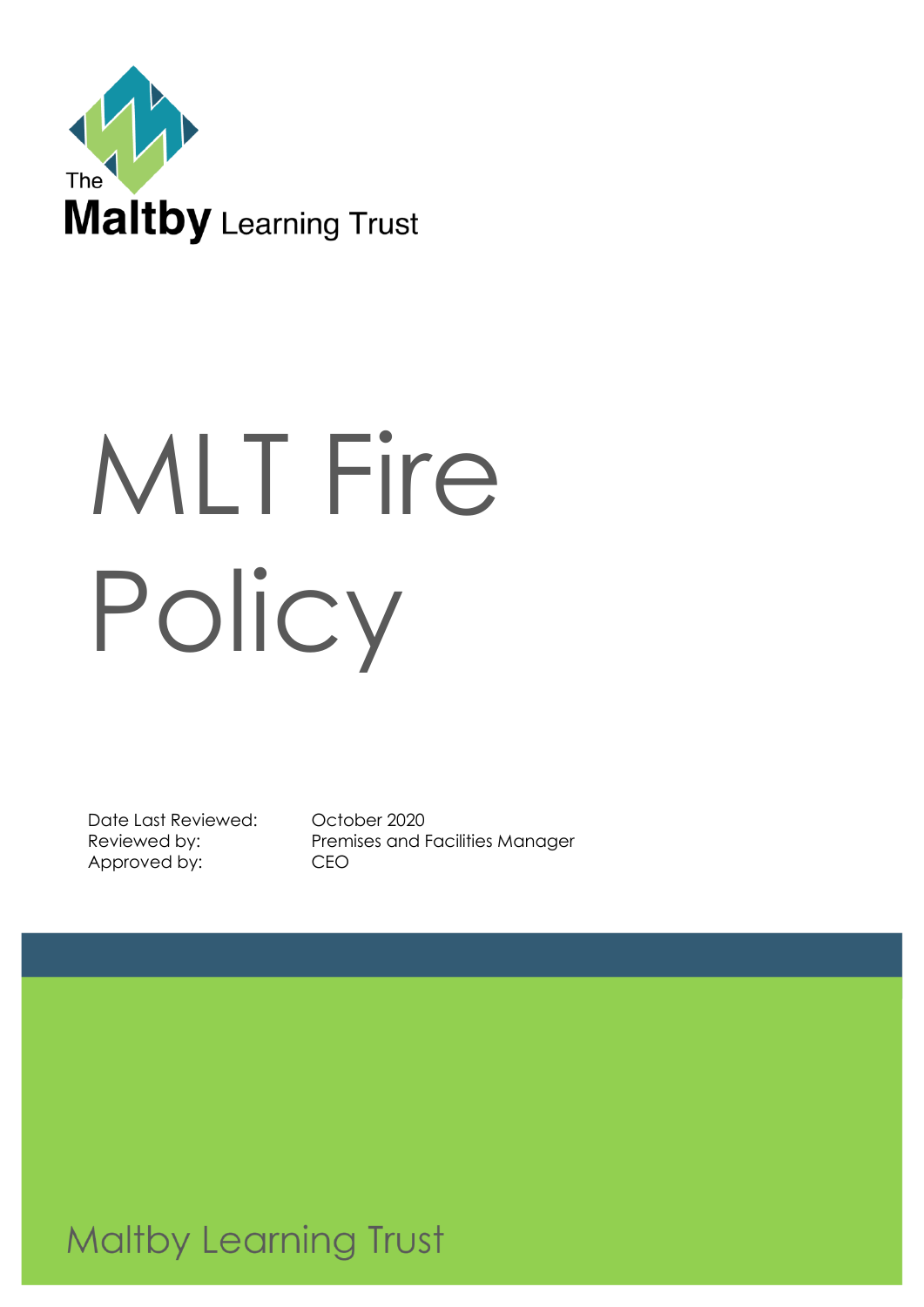The Maltby Learning Trust

# MLT Fire Policy

| | |
|---|---|
| Date Last Reviewed: | October 2020 |
| Reviewed by: | Premises and Facilities Manager |
| Approved by: | CEO |

Maltby Learning Trust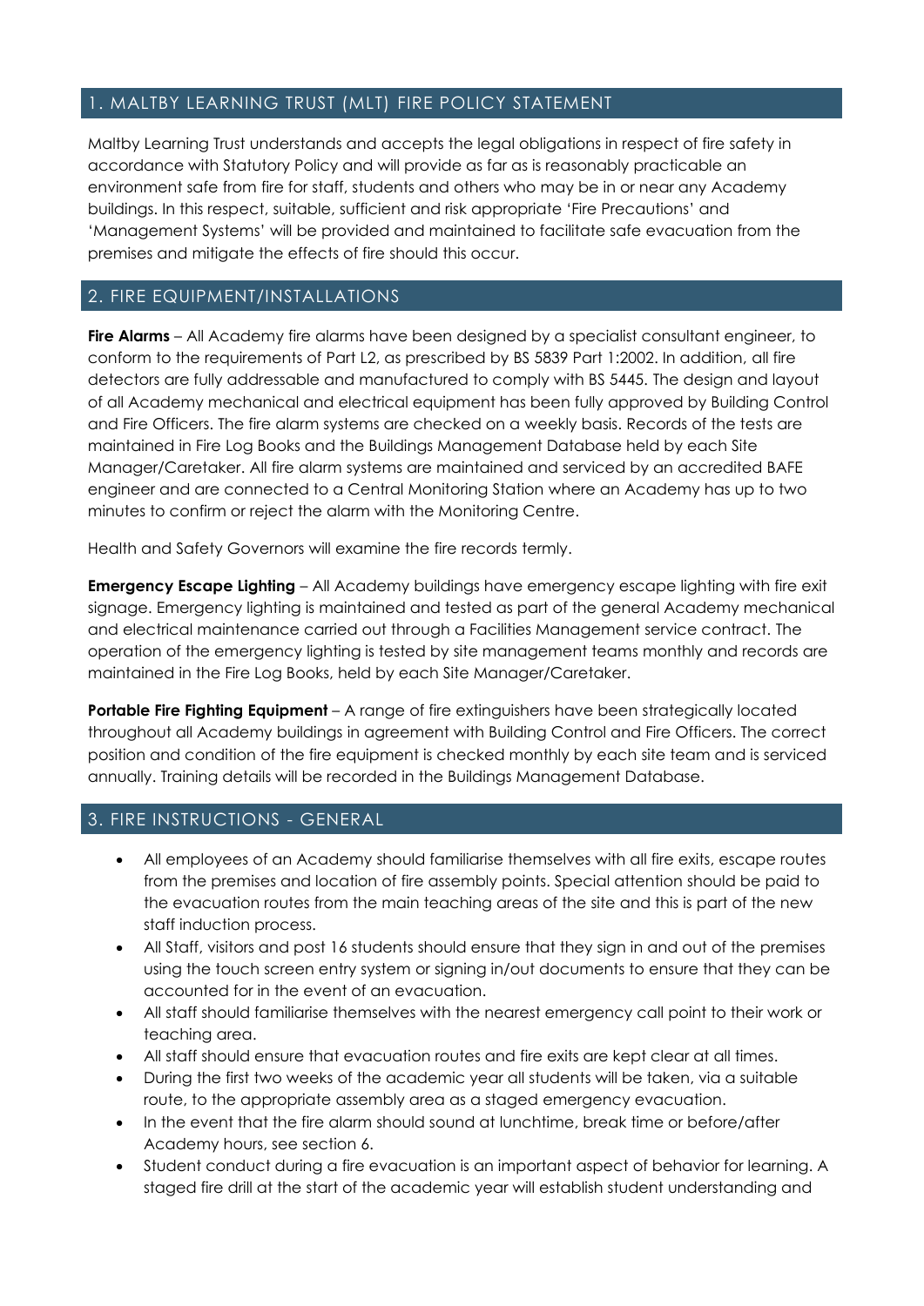## 1. MALTBY LEARNING TRUST (MLT) FIRE POLICY STATEMENT

Maltby Learning Trust understands and accepts the legal obligations in respect of fire safety in accordance with Statutory Policy and will provide as far as is reasonably practicable an environment safe from fire for staff, students and others who may be in or near any Academy buildings. In this respect, suitable, sufficient and risk appropriate 'Fire Precautions' and 'Management Systems' will be provided and maintained to facilitate safe evacuation from the premises and mitigate the effects of fire should this occur.

## 2. FIRE EQUIPMENT/INSTALLATIONS

**Fire Alarms** – All Academy fire alarms have been designed by a specialist consultant engineer, to conform to the requirements of Part L2, as prescribed by BS 5839 Part 1:2002. In addition, all fire detectors are fully addressable and manufactured to comply with BS 5445. The design and layout of all Academy mechanical and electrical equipment has been fully approved by Building Control and Fire Officers. The fire alarm systems are checked on a weekly basis. Records of the tests are maintained in Fire Log Books and the Buildings Management Database held by each Site Manager/Caretaker. All fire alarm systems are maintained and serviced by an accredited BAFE engineer and are connected to a Central Monitoring Station where an Academy has up to two minutes to confirm or reject the alarm with the Monitoring Centre.

Health and Safety Governors will examine the fire records termly.

**Emergency Escape Lighting** – All Academy buildings have emergency escape lighting with fire exit signage. Emergency lighting is maintained and tested as part of the general Academy mechanical and electrical maintenance carried out through a Facilities Management service contract. The operation of the emergency lighting is tested by site management teams monthly and records are maintained in the Fire Log Books, held by each Site Manager/Caretaker.

**Portable Fire Fighting Equipment** – A range of fire extinguishers have been strategically located throughout all Academy buildings in agreement with Building Control and Fire Officers. The correct position and condition of the fire equipment is checked monthly by each site team and is serviced annually. Training details will be recorded in the Buildings Management Database.

## 3. FIRE INSTRUCTIONS - GENERAL

- All employees of an Academy should familiarise themselves with all fire exits, escape routes from the premises and location of fire assembly points. Special attention should be paid to the evacuation routes from the main teaching areas of the site and this is part of the new staff induction process.
- All Staff, visitors and post 16 students should ensure that they sign in and out of the premises using the touch screen entry system or signing in/out documents to ensure that they can be accounted for in the event of an evacuation.
- All staff should familiarise themselves with the nearest emergency call point to their work or teaching area.
- All staff should ensure that evacuation routes and fire exits are kept clear at all times.
- During the first two weeks of the academic year all students will be taken, via a suitable route, to the appropriate assembly area as a staged emergency evacuation.
- In the event that the fire alarm should sound at lunchtime, break time or before/after Academy hours, see section 6.
- Student conduct during a fire evacuation is an important aspect of behavior for learning. A staged fire drill at the start of the academic year will establish student understanding and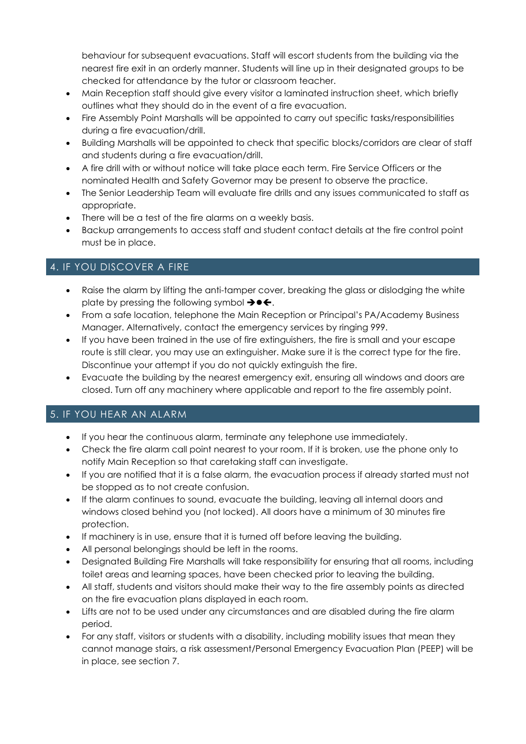behaviour for subsequent evacuations. Staff will escort students from the building via the nearest fire exit in an orderly manner. Students will line up in their designated groups to be checked for attendance by the tutor or classroom teacher.

- Main Reception staff should give every visitor a laminated instruction sheet, which briefly outlines what they should do in the event of a fire evacuation.
- Fire Assembly Point Marshalls will be appointed to carry out specific tasks/responsibilities during a fire evacuation/drill.
- Building Marshalls will be appointed to check that specific blocks/corridors are clear of staff and students during a fire evacuation/drill.
- A fire drill with or without notice will take place each term. Fire Service Officers or the nominated Health and Safety Governor may be present to observe the practice.
- The Senior Leadership Team will evaluate fire drills and any issues communicated to staff as appropriate.
- There will be a test of the fire alarms on a weekly basis.
- Backup arrangements to access staff and student contact details at the fire control point must be in place.

## 4. IF YOU DISCOVER A FIRE

- Raise the alarm by lifting the anti-tamper cover, breaking the glass or dislodging the white plate by pressing the following symbol ➔●🡐.
- From a safe location, telephone the Main Reception or Principal's PA/Academy Business Manager. Alternatively, contact the emergency services by ringing 999.
- If you have been trained in the use of fire extinguishers, the fire is small and your escape route is still clear, you may use an extinguisher. Make sure it is the correct type for the fire. Discontinue your attempt if you do not quickly extinguish the fire.
- Evacuate the building by the nearest emergency exit, ensuring all windows and doors are closed. Turn off any machinery where applicable and report to the fire assembly point.

## 5. IF YOU HEAR AN ALARM

- If you hear the continuous alarm, terminate any telephone use immediately.
- Check the fire alarm call point nearest to your room. If it is broken, use the phone only to notify Main Reception so that caretaking staff can investigate.
- If you are notified that it is a false alarm, the evacuation process if already started must not be stopped as to not create confusion.
- If the alarm continues to sound, evacuate the building, leaving all internal doors and windows closed behind you (not locked). All doors have a minimum of 30 minutes fire protection.
- If machinery is in use, ensure that it is turned off before leaving the building.
- All personal belongings should be left in the rooms.
- Designated Building Fire Marshalls will take responsibility for ensuring that all rooms, including toilet areas and learning spaces, have been checked prior to leaving the building.
- All staff, students and visitors should make their way to the fire assembly points as directed on the fire evacuation plans displayed in each room.
- Lifts are not to be used under any circumstances and are disabled during the fire alarm period.
- For any staff, visitors or students with a disability, including mobility issues that mean they cannot manage stairs, a risk assessment/Personal Emergency Evacuation Plan (PEEP) will be in place, see section 7.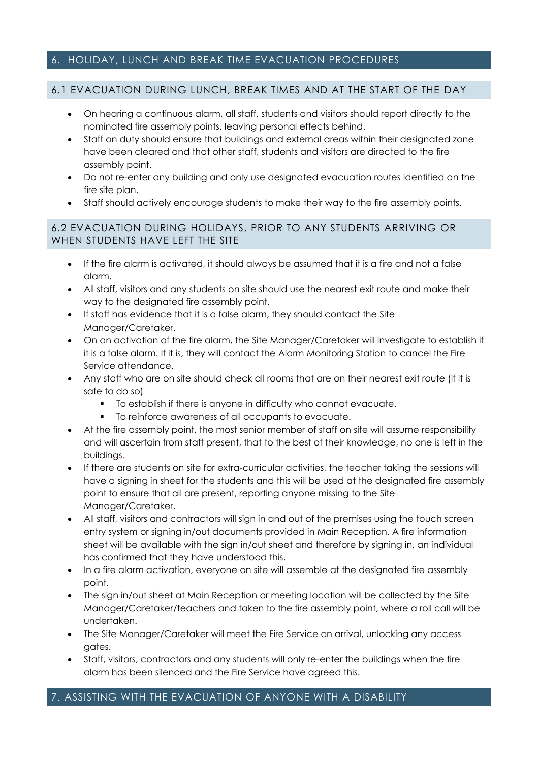## 6. HOLIDAY, LUNCH AND BREAK TIME EVACUATION PROCEDURES

### 6.1 EVACUATION DURING LUNCH, BREAK TIMES AND AT THE START OF THE DAY

- On hearing a continuous alarm, all staff, students and visitors should report directly to the nominated fire assembly points, leaving personal effects behind.
- Staff on duty should ensure that buildings and external areas within their designated zone have been cleared and that other staff, students and visitors are directed to the fire assembly point.
- Do not re-enter any building and only use designated evacuation routes identified on the fire site plan.
- Staff should actively encourage students to make their way to the fire assembly points.

### 6.2 EVACUATION DURING HOLIDAYS, PRIOR TO ANY STUDENTS ARRIVING OR WHEN STUDENTS HAVE LEFT THE SITE

- If the fire alarm is activated, it should always be assumed that it is a fire and not a false alarm.
- All staff, visitors and any students on site should use the nearest exit route and make their way to the designated fire assembly point.
- If staff has evidence that it is a false alarm, they should contact the Site Manager/Caretaker.
- On an activation of the fire alarm, the Site Manager/Caretaker will investigate to establish if it is a false alarm. If it is, they will contact the Alarm Monitoring Station to cancel the Fire Service attendance.
- Any staff who are on site should check all rooms that are on their nearest exit route (if it is safe to do so)
  - To establish if there is anyone in difficulty who cannot evacuate.
  - To reinforce awareness of all occupants to evacuate.
- At the fire assembly point, the most senior member of staff on site will assume responsibility and will ascertain from staff present, that to the best of their knowledge, no one is left in the buildings.
- If there are students on site for extra-curricular activities, the teacher taking the sessions will have a signing in sheet for the students and this will be used at the designated fire assembly point to ensure that all are present, reporting anyone missing to the Site Manager/Caretaker.
- All staff, visitors and contractors will sign in and out of the premises using the touch screen entry system or signing in/out documents provided in Main Reception. A fire information sheet will be available with the sign in/out sheet and therefore by signing in, an individual has confirmed that they have understood this.
- In a fire alarm activation, everyone on site will assemble at the designated fire assembly point.
- The sign in/out sheet at Main Reception or meeting location will be collected by the Site Manager/Caretaker/teachers and taken to the fire assembly point, where a roll call will be undertaken.
- The Site Manager/Caretaker will meet the Fire Service on arrival, unlocking any access gates.
- Staff, visitors, contractors and any students will only re-enter the buildings when the fire alarm has been silenced and the Fire Service have agreed this.

## 7. ASSISTING WITH THE EVACUATION OF ANYONE WITH A DISABILITY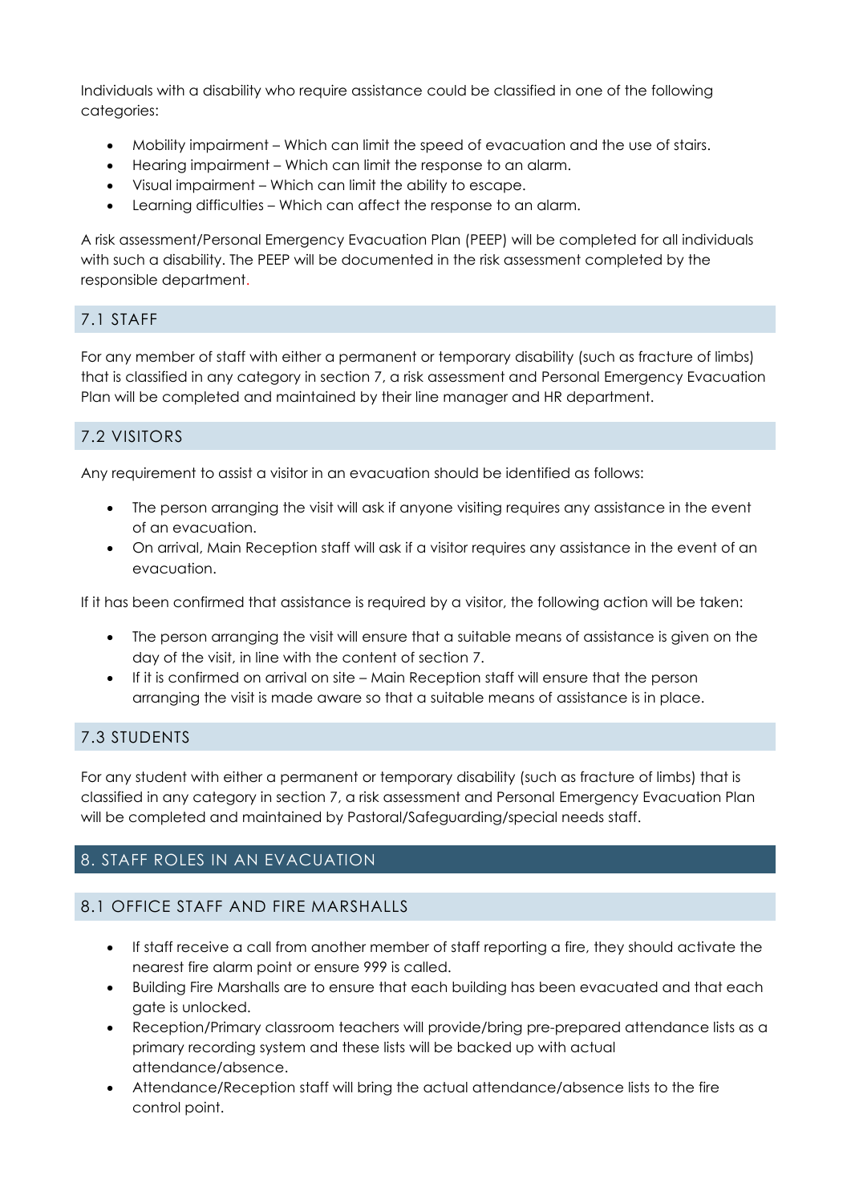Individuals with a disability who require assistance could be classified in one of the following categories:

- Mobility impairment – Which can limit the speed of evacuation and the use of stairs.
- Hearing impairment – Which can limit the response to an alarm.
- Visual impairment – Which can limit the ability to escape.
- Learning difficulties – Which can affect the response to an alarm.

A risk assessment/Personal Emergency Evacuation Plan (PEEP) will be completed for all individuals with such a disability. The PEEP will be documented in the risk assessment completed by the responsible department.

### 7.1 STAFF

For any member of staff with either a permanent or temporary disability (such as fracture of limbs) that is classified in any category in section 7, a risk assessment and Personal Emergency Evacuation Plan will be completed and maintained by their line manager and HR department.

### 7.2 VISITORS

Any requirement to assist a visitor in an evacuation should be identified as follows:

- The person arranging the visit will ask if anyone visiting requires any assistance in the event of an evacuation.
- On arrival, Main Reception staff will ask if a visitor requires any assistance in the event of an evacuation.

If it has been confirmed that assistance is required by a visitor, the following action will be taken:

- The person arranging the visit will ensure that a suitable means of assistance is given on the day of the visit, in line with the content of section 7.
- If it is confirmed on arrival on site – Main Reception staff will ensure that the person arranging the visit is made aware so that a suitable means of assistance is in place.

### 7.3 STUDENTS

For any student with either a permanent or temporary disability (such as fracture of limbs) that is classified in any category in section 7, a risk assessment and Personal Emergency Evacuation Plan will be completed and maintained by Pastoral/Safeguarding/special needs staff.

## 8. STAFF ROLES IN AN EVACUATION

### 8.1 OFFICE STAFF AND FIRE MARSHALLS

- If staff receive a call from another member of staff reporting a fire, they should activate the nearest fire alarm point or ensure 999 is called.
- Building Fire Marshalls are to ensure that each building has been evacuated and that each gate is unlocked.
- Reception/Primary classroom teachers will provide/bring pre-prepared attendance lists as a primary recording system and these lists will be backed up with actual attendance/absence.
- Attendance/Reception staff will bring the actual attendance/absence lists to the fire control point.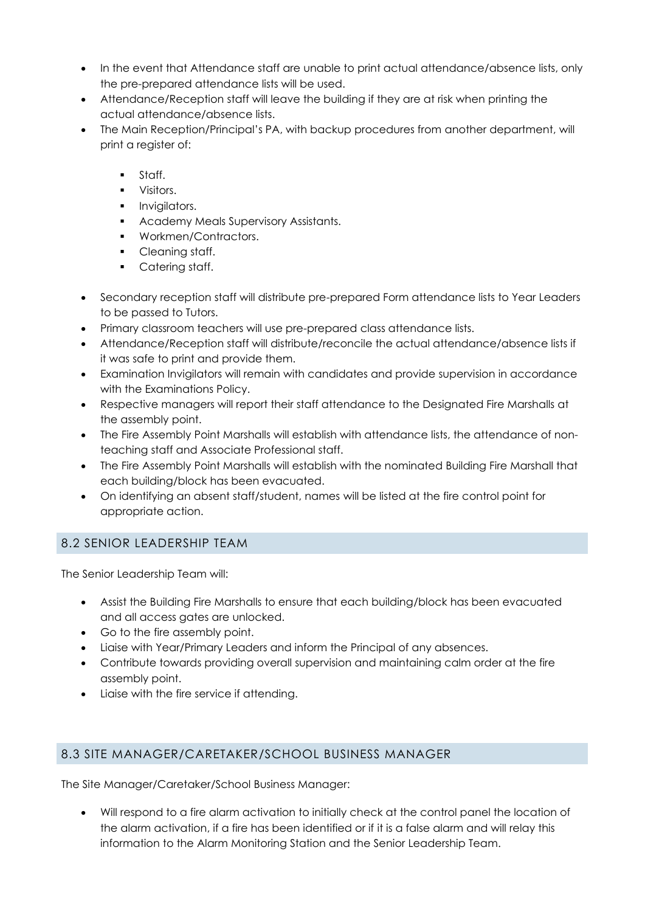- In the event that Attendance staff are unable to print actual attendance/absence lists, only the pre-prepared attendance lists will be used.
- Attendance/Reception staff will leave the building if they are at risk when printing the actual attendance/absence lists.
- The Main Reception/Principal's PA, with backup procedures from another department, will print a register of:
  - Staff.
  - Visitors.
  - Invigilators.
  - Academy Meals Supervisory Assistants.
  - Workmen/Contractors.
  - Cleaning staff.
  - Catering staff.
- Secondary reception staff will distribute pre-prepared Form attendance lists to Year Leaders to be passed to Tutors.
- Primary classroom teachers will use pre-prepared class attendance lists.
- Attendance/Reception staff will distribute/reconcile the actual attendance/absence lists if it was safe to print and provide them.
- Examination Invigilators will remain with candidates and provide supervision in accordance with the Examinations Policy.
- Respective managers will report their staff attendance to the Designated Fire Marshalls at the assembly point.
- The Fire Assembly Point Marshalls will establish with attendance lists, the attendance of non-teaching staff and Associate Professional staff.
- The Fire Assembly Point Marshalls will establish with the nominated Building Fire Marshall that each building/block has been evacuated.
- On identifying an absent staff/student, names will be listed at the fire control point for appropriate action.

## 8.2 SENIOR LEADERSHIP TEAM

The Senior Leadership Team will:

- Assist the Building Fire Marshalls to ensure that each building/block has been evacuated and all access gates are unlocked.
- Go to the fire assembly point.
- Liaise with Year/Primary Leaders and inform the Principal of any absences.
- Contribute towards providing overall supervision and maintaining calm order at the fire assembly point.
- Liaise with the fire service if attending.

## 8.3 SITE MANAGER/CARETAKER/SCHOOL BUSINESS MANAGER

The Site Manager/Caretaker/School Business Manager:

- Will respond to a fire alarm activation to initially check at the control panel the location of the alarm activation, if a fire has been identified or if it is a false alarm and will relay this information to the Alarm Monitoring Station and the Senior Leadership Team.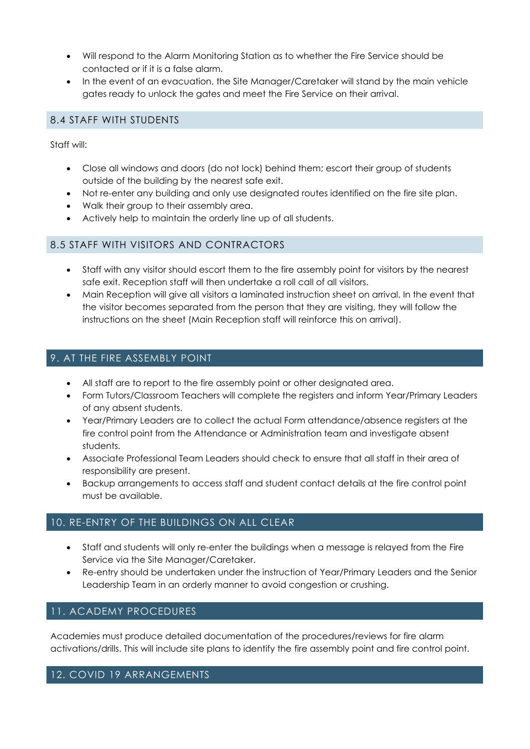- Will respond to the Alarm Monitoring Station as to whether the Fire Service should be contacted or if it is a false alarm.
- In the event of an evacuation, the Site Manager/Caretaker will stand by the main vehicle gates ready to unlock the gates and meet the Fire Service on their arrival.

### 8.4 STAFF WITH STUDENTS

Staff will:

- Close all windows and doors (do not lock) behind them; escort their group of students outside of the building by the nearest safe exit.
- Not re-enter any building and only use designated routes identified on the fire site plan.
- Walk their group to their assembly area.
- Actively help to maintain the orderly line up of all students.

### 8.5 STAFF WITH VISITORS AND CONTRACTORS

- Staff with any visitor should escort them to the fire assembly point for visitors by the nearest safe exit. Reception staff will then undertake a roll call of all visitors.
- Main Reception will give all visitors a laminated instruction sheet on arrival. In the event that the visitor becomes separated from the person that they are visiting, they will follow the instructions on the sheet (Main Reception staff will reinforce this on arrival).

## 9. AT THE FIRE ASSEMBLY POINT

- All staff are to report to the fire assembly point or other designated area.
- Form Tutors/Classroom Teachers will complete the registers and inform Year/Primary Leaders of any absent students.
- Year/Primary Leaders are to collect the actual Form attendance/absence registers at the fire control point from the Attendance or Administration team and investigate absent students.
- Associate Professional Team Leaders should check to ensure that all staff in their area of responsibility are present.
- Backup arrangements to access staff and student contact details at the fire control point must be available.

## 10. RE-ENTRY OF THE BUILDINGS ON ALL CLEAR

- Staff and students will only re-enter the buildings when a message is relayed from the Fire Service via the Site Manager/Caretaker.
- Re-entry should be undertaken under the instruction of Year/Primary Leaders and the Senior Leadership Team in an orderly manner to avoid congestion or crushing.

## 11. ACADEMY PROCEDURES

Academies must produce detailed documentation of the procedures/reviews for fire alarm activations/drills. This will include site plans to identify the fire assembly point and fire control point.

## 12. COVID 19 ARRANGEMENTS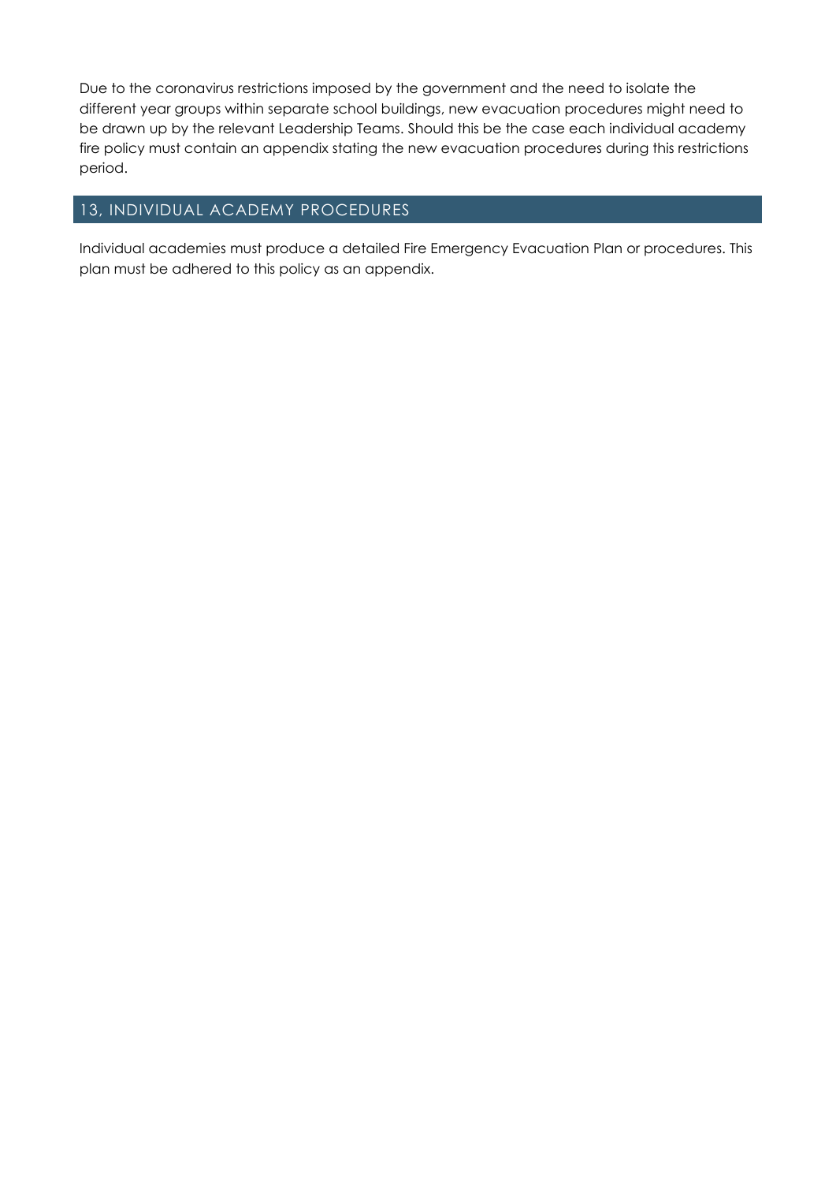Due to the coronavirus restrictions imposed by the government and the need to isolate the different year groups within separate school buildings, new evacuation procedures might need to be drawn up by the relevant Leadership Teams. Should this be the case each individual academy fire policy must contain an appendix stating the new evacuation procedures during this restrictions period.

## 13, INDIVIDUAL ACADEMY PROCEDURES

Individual academies must produce a detailed Fire Emergency Evacuation Plan or procedures. This plan must be adhered to this policy as an appendix.